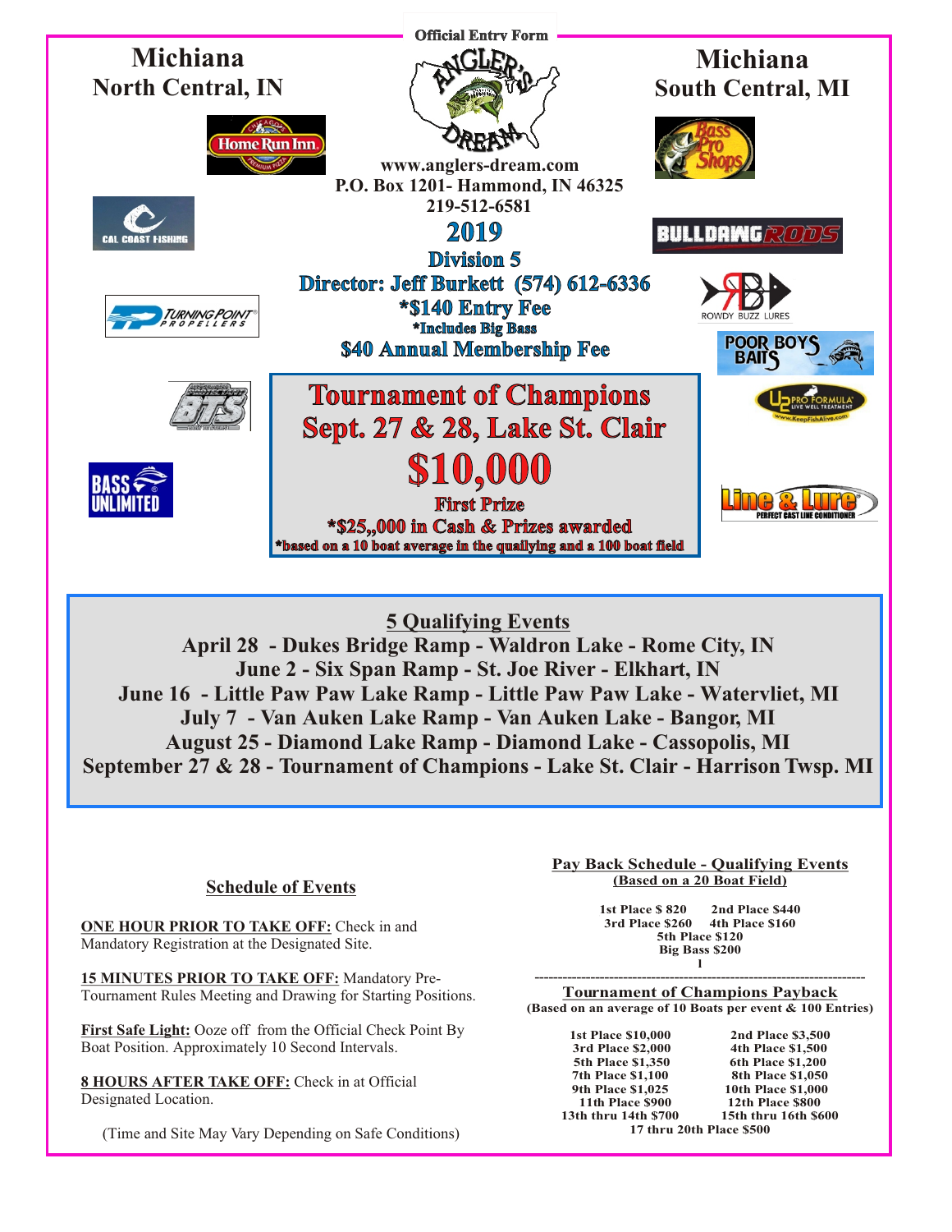Official Entry Form

# Michiana North Central, IN

# Michiana South Central, MI

www.anglers-dream.com
P.O. Box 1201- Hammond, IN 46325
219-512-6581

## 2019

### Division 5

**Director: Jeff Burkett (574) 612-6336**

**\*$140 Entry Fee**
**\*Includes Big Bass**

**$40 Annual Membership Fee**

## Tournament of Champions
## Sept. 27 & 28, Lake St. Clair

# $10,000

**First Prize**

**\*$25,,000 in Cash & Prizes awarded**
**\*based on a 10 boat average in the quailying and a 100 boat field**

## 5 Qualifying Events

**April 28 - Dukes Bridge Ramp - Waldron Lake - Rome City, IN**
**June 2 - Six Span Ramp - St. Joe River - Elkhart, IN**
**June 16 - Little Paw Paw Lake Ramp - Little Paw Paw Lake - Watervliet, MI**
**July 7 - Van Auken Lake Ramp - Van Auken Lake - Bangor, MI**
**August 25 - Diamond Lake Ramp - Diamond Lake - Cassopolis, MI**
**September 27 & 28 - Tournament of Champions - Lake St. Clair - Harrison Twsp. MI**

### Schedule of Events

**ONE HOUR PRIOR TO TAKE OFF:** Check in and Mandatory Registration at the Designated Site.

**15 MINUTES PRIOR TO TAKE OFF:** Mandatory Pre-Tournament Rules Meeting and Drawing for Starting Positions.

**First Safe Light:** Ooze off from the Official Check Point By Boat Position. Approximately 10 Second Intervals.

**8 HOURS AFTER TAKE OFF:** Check in at Official Designated Location.

(Time and Site May Vary Depending on Safe Conditions)

### Pay Back Schedule - Qualifying Events
**(Based on a 20 Boat Field)**

**1st Place $ 820 2nd Place $440**
**3rd Place $260 4th Place $160**
**5th Place $120**
**Big Bass $200**
**l**

---

### Tournament of Champions Payback
**(Based on an average of 10 Boats per event & 100 Entries)**

| | |
|---|---|
| 1st Place $10,000 | 2nd Place $3,500 |
| 3rd Place $2,000 | 4th Place $1,500 |
| 5th Place $1,350 | 6th Place $1,200 |
| 7th Place $1,100 | 8th Place $1,050 |
| 9th Place $1,025 | 10th Place $1,000 |
| 11th Place $900 | 12th Place $800 |
| 13th thru 14th $700 | 15th thru 16th $600 |

**17 thru 20th Place $500**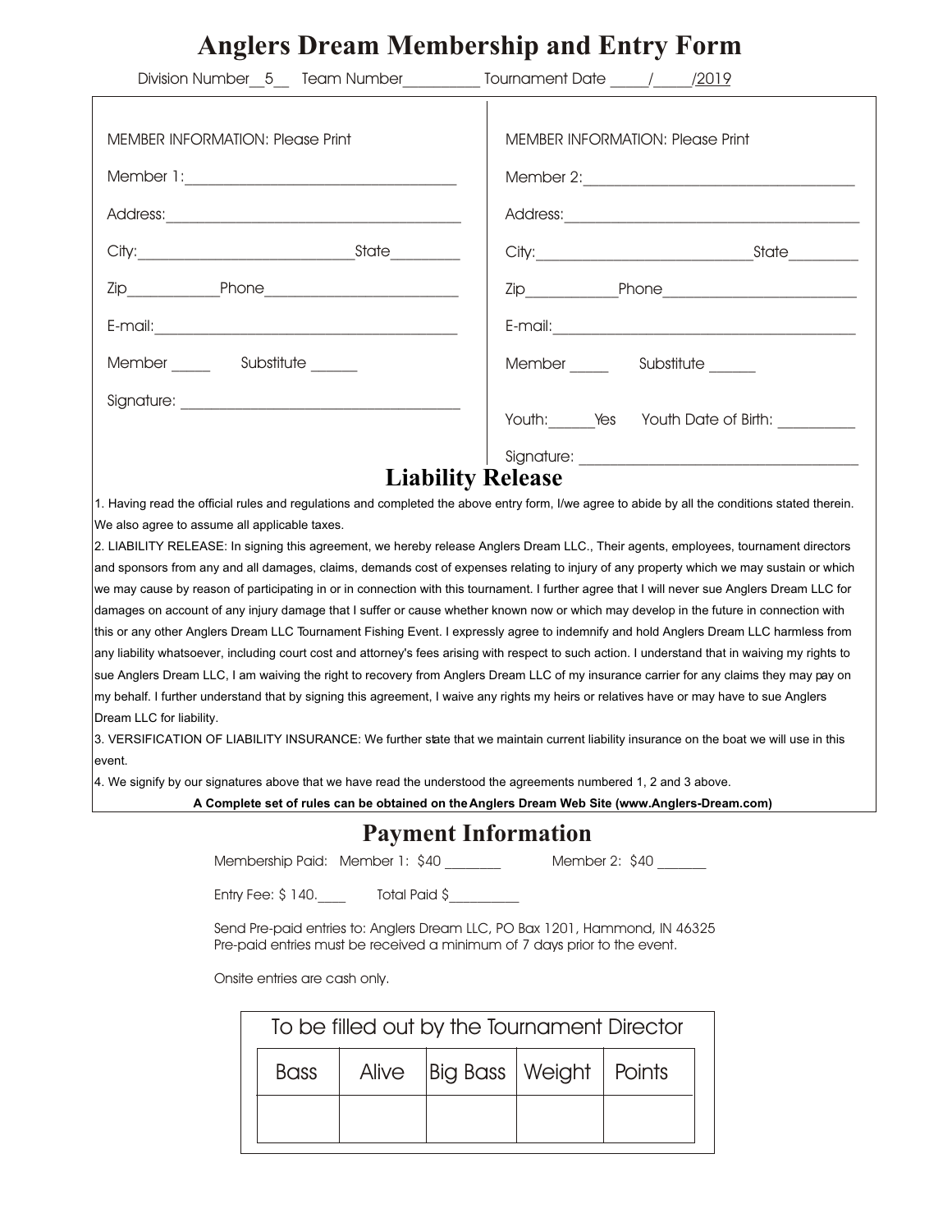# Anglers Dream Membership and Entry Form

Division Number__5__ Team Number__________ Tournament Date _____/_____/2019

MEMBER INFORMATION: Please Print

Member 1:___________________________________

Address:_____________________________________

City:___________________________State_________

Zip___________Phone________________________

E-mail:______________________________________

Member _____ Substitute ______

Signature: ___________________________________

MEMBER INFORMATION: Please Print

Member 2:___________________________________

Address:_____________________________________

City:___________________________State_________

Zip___________Phone________________________

E-mail:______________________________________

Member _____ Substitute ______

Youth:______Yes Youth Date of Birth: __________

Signature: ___________________________________

## Liability Release

1. Having read the official rules and regulations and completed the above entry form, I/we agree to abide by all the conditions stated therein. We also agree to assume all applicable taxes.
2. LIABILITY RELEASE: In signing this agreement, we hereby release Anglers Dream LLC., Their agents, employees, tournament directors and sponsors from any and all damages, claims, demands cost of expenses relating to injury of any property which we may sustain or which we may cause by reason of participating in or in connection with this tournament. I further agree that I will never sue Anglers Dream LLC for damages on account of any injury damage that I suffer or cause whether known now or which may develop in the future in connection with this or any other Anglers Dream LLC Tournament Fishing Event. I expressly agree to indemnify and hold Anglers Dream LLC harmless from any liability whatsoever, including court cost and attorney's fees arising with respect to such action. I understand that in waiving my rights to sue Anglers Dream LLC, I am waiving the right to recovery from Anglers Dream LLC of my insurance carrier for any claims they may pay on my behalf. I further understand that by signing this agreement, I waive any rights my heirs or relatives have or may have to sue Anglers Dream LLC for liability.
3. VERSIFICATION OF LIABILITY INSURANCE: We further state that we maintain current liability insurance on the boat we will use in this event.
4. We signify by our signatures above that we have read the understood the agreements numbered 1, 2 and 3 above.

**A Complete set of rules can be obtained on the Anglers Dream Web Site (www.Anglers-Dream.com)**

## Payment Information

Membership Paid: Member 1: $40 ________ Member 2: $40 _______

Entry Fee: $ 140.____ Total Paid $__________

Send Pre-paid entries to: Anglers Dream LLC, PO Bax 1201, Hammond, IN 46325
Pre-paid entries must be received a minimum of 7 days prior to the event.

Onsite entries are cash only.

To be filled out by the Tournament Director

| Bass | Alive | Big Bass | Weight | Points |
|---|---|---|---|---|
| | | | | |